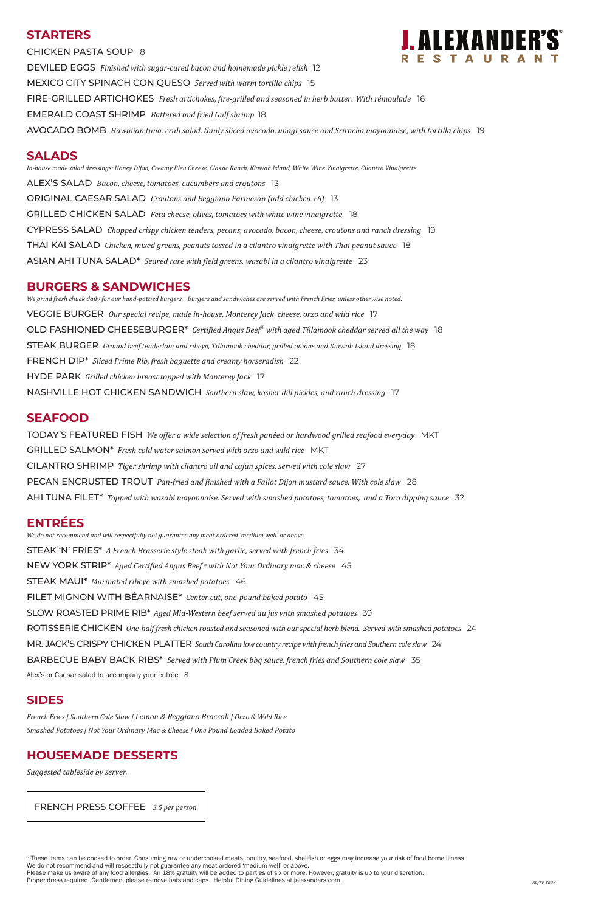# J. ALEXANDER'S®
RESTAURANT

## STARTERS

CHICKEN PASTA SOUP 8

DEVILED EGGS *Finished with sugar-cured bacon and homemade pickle relish* 12

MEXICO CITY SPINACH CON QUESO *Served with warm tortilla chips* 15

FIRE-GRILLED ARTICHOKES *Fresh artichokes, fire-grilled and seasoned in herb butter. With rémoulade* 16

EMERALD COAST SHRIMP *Battered and fried Gulf shrimp* 18

AVOCADO BOMB *Hawaiian tuna, crab salad, thinly sliced avocado, unagi sauce and Sriracha mayonnaise, with tortilla chips* 19

## SALADS

*In-house made salad dressings: Honey Dijon, Creamy Bleu Cheese, Classic Ranch, Kiawah Island, White Wine Vinaigrette, Cilantro Vinaigrette.*

ALEX'S SALAD *Bacon, cheese, tomatoes, cucumbers and croutons* 13

ORIGINAL CAESAR SALAD *Croutons and Reggiano Parmesan (add chicken +6)* 13

GRILLED CHICKEN SALAD *Feta cheese, olives, tomatoes with white wine vinaigrette* 18

CYPRESS SALAD *Chopped crispy chicken tenders, pecans, avocado, bacon, cheese, croutons and ranch dressing* 19

THAI KAI SALAD *Chicken, mixed greens, peanuts tossed in a cilantro vinaigrette with Thai peanut sauce* 18

ASIAN AHI TUNA SALAD* *Seared rare with field greens, wasabi in a cilantro vinaigrette* 23

## BURGERS & SANDWICHES

*We grind fresh chuck daily for our hand-pattied burgers. Burgers and sandwiches are served with French Fries, unless otherwise noted.*

VEGGIE BURGER *Our special recipe, made in-house, Monterey Jack cheese, orzo and wild rice* 17

OLD FASHIONED CHEESEBURGER* *Certified Angus Beef® with aged Tillamook cheddar served all the way* 18

STEAK BURGER *Ground beef tenderloin and ribeye, Tillamook cheddar, grilled onions and Kiawah Island dressing* 18

FRENCH DIP* *Sliced Prime Rib, fresh baguette and creamy horseradish* 22

HYDE PARK *Grilled chicken breast topped with Monterey Jack* 17

NASHVILLE HOT CHICKEN SANDWICH *Southern slaw, kosher dill pickles, and ranch dressing* 17

## SEAFOOD

TODAY'S FEATURED FISH *We offer a wide selection of fresh panéed or hardwood grilled seafood everyday* MKT

GRILLED SALMON* *Fresh cold water salmon served with orzo and wild rice* MKT

CILANTRO SHRIMP *Tiger shrimp with cilantro oil and cajun spices, served with cole slaw* 27

PECAN ENCRUSTED TROUT *Pan-fried and finished with a Fallot Dijon mustard sauce. With cole slaw* 28

AHI TUNA FILET* *Topped with wasabi mayonnaise. Served with smashed potatoes, tomatoes, and a Toro dipping sauce* 32

## ENTRÉES

*We do not recommend and will respectfully not guarantee any meat ordered 'medium well' or above.*

STEAK 'N' FRIES* *A French Brasserie style steak with garlic, served with french fries* 34

NEW YORK STRIP* *Aged Certified Angus Beef® with Not Your Ordinary mac & cheese* 45

STEAK MAUI* *Marinated ribeye with smashed potatoes* 46

FILET MIGNON WITH BÉARNAISE* *Center cut, one-pound baked potato* 45

SLOW ROASTED PRIME RIB* *Aged Mid-Western beef served au jus with smashed potatoes* 39

ROTISSERIE CHICKEN *One-half fresh chicken roasted and seasoned with our special herb blend. Served with smashed potatoes* 24

MR. JACK'S CRISPY CHICKEN PLATTER *South Carolina low country recipe with french fries and Southern cole slaw* 24

BARBECUE BABY BACK RIBS* *Served with Plum Creek bbq sauce, french fries and Southern cole slaw* 35

Alex's or Caesar salad to accompany your entrée 8

## SIDES

*French Fries | Southern Cole Slaw | Lemon & Reggiano Broccoli | Orzo & Wild Rice*
*Smashed Potatoes | Not Your Ordinary Mac & Cheese | One Pound Loaded Baked Potato*

## HOUSEMADE DESSERTS

*Suggested tableside by server.*

FRENCH PRESS COFFEE *3.5 per person*

*These items can be cooked to order. Consuming raw or undercooked meats, poultry, seafood, shellfish or eggs may increase your risk of food borne illness.
We do not recommend and will respectfully not guarantee any meat ordered 'medium well' or above.
Please make us aware of any food allergies. An 18% gratuity will be added to parties of six or more. However, gratuity is up to your discretion.
Proper dress required. Gentlemen, please remove hats and caps. Helpful Dining Guidelines at jalexanders.com.

*RL/PP TROY*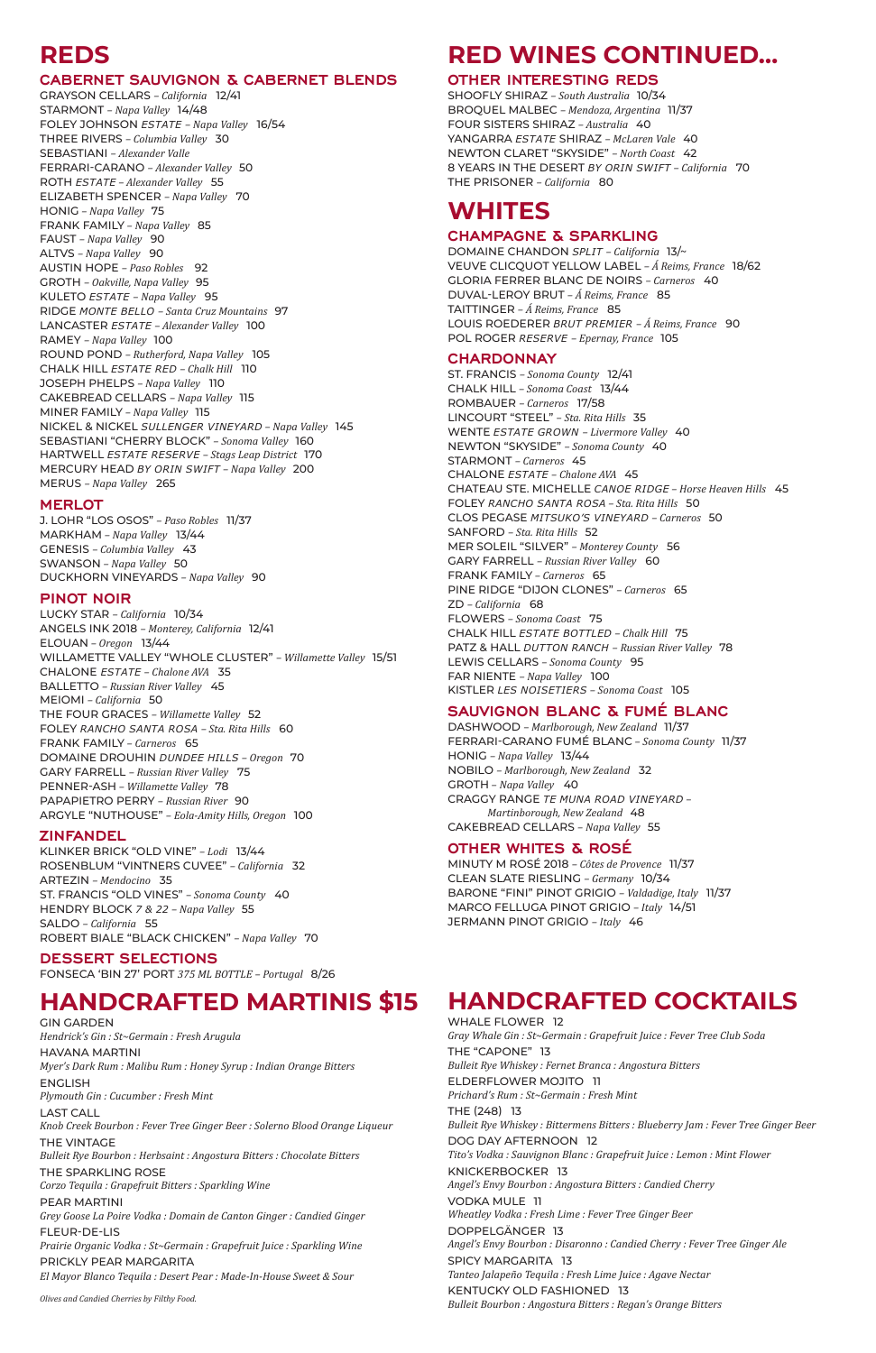# REDS

## CABERNET SAUVIGNON & CABERNET BLENDS

GRAYSON CELLARS – *California* 12/41
STARMONT – *Napa Valley* 14/48
FOLEY JOHNSON *ESTATE* – *Napa Valley* 16/54
THREE RIVERS – *Columbia Valley* 30
SEBASTIANI – *Alexander Valle*
FERRARI-CARANO – *Alexander Valley* 50
ROTH *ESTATE* – *Alexander Valley* 55
ELIZABETH SPENCER – *Napa Valley* 70
HONIG – *Napa Valley* 75
FRANK FAMILY – *Napa Valley* 85
FAUST – *Napa Valley* 90
ALTVS – *Napa Valley* 90
AUSTIN HOPE – *Paso Robles* 92
GROTH – *Oakville, Napa Valley* 95
KULETO *ESTATE* – *Napa Valley* 95
RIDGE *MONTE BELLO* – *Santa Cruz Mountains* 97
LANCASTER *ESTATE* – *Alexander Valley* 100
RAMEY – *Napa Valley* 100
ROUND POND – *Rutherford, Napa Valley* 105
CHALK HILL *ESTATE RED* – *Chalk Hill* 110
JOSEPH PHELPS – *Napa Valley* 110
CAKEBREAD CELLARS – *Napa Valley* 115
MINER FAMILY – *Napa Valley* 115
NICKEL & NICKEL *SULLENGER VINEYARD* – *Napa Valley* 145
SEBASTIANI "CHERRY BLOCK" – *Sonoma Valley* 160
HARTWELL *ESTATE RESERVE* – *Stags Leap District* 170
MERCURY HEAD *BY ORIN SWIFT* – *Napa Valley* 200
MERUS – *Napa Valley* 265

## MERLOT

J. LOHR "LOS OSOS" – *Paso Robles* 11/37
MARKHAM – *Napa Valley* 13/44
GENESIS – *Columbia Valley* 43
SWANSON – *Napa Valley* 50
DUCKHORN VINEYARDS – *Napa Valley* 90

## PINOT NOIR

LUCKY STAR – *California* 10/34
ANGELS INK 2018 – *Monterey, California* 12/41
ELOUAN – *Oregon* 13/44
WILLAMETTE VALLEY "WHOLE CLUSTER" – *Willamette Valley* 15/51
CHALONE *ESTATE* – *Chalone AVA* 35
BALLETTO – *Russian River Valley* 45
MEIOMI – *California* 50
THE FOUR GRACES – *Willamette Valley* 52
FOLEY *RANCHO SANTA ROSA* – *Sta. Rita Hills* 60
FRANK FAMILY – *Carneros* 65
DOMAINE DROUHIN *DUNDEE HILLS* – *Oregon* 70
GARY FARRELL – *Russian River Valley* 75
PENNER-ASH – *Willamette Valley* 78
PAPAPIETRO PERRY – *Russian River* 90
ARGYLE "NUTHOUSE" – *Eola-Amity Hills, Oregon* 100

## ZINFANDEL

KLINKER BRICK "OLD VINE" – *Lodi* 13/44
ROSENBLUM "VINTNERS CUVEE" – *California* 32
ARTEZIN – *Mendocino* 35
ST. FRANCIS "OLD VINES" – *Sonoma County* 40
HENDRY BLOCK *7 & 22* – *Napa Valley* 55
SALDO – *California* 55
ROBERT BIALE "BLACK CHICKEN" – *Napa Valley* 70

## DESSERT SELECTIONS

FONSECA 'BIN 27' PORT *375 ML BOTTLE* – *Portugal* 8/26

# RED WINES CONTINUED...

## OTHER INTERESTING REDS

SHOOFLY SHIRAZ – *South Australia* 10/34
BROQUEL MALBEC – *Mendoza, Argentina* 11/37
FOUR SISTERS SHIRAZ – *Australia* 40
YANGARRA *ESTATE* SHIRAZ – *McLaren Vale* 40
NEWTON CLARET "SKYSIDE" – *North Coast* 42
8 YEARS IN THE DESERT *BY ORIN SWIFT* – *California* 70
THE PRISONER – *California* 80

# WHITES

## CHAMPAGNE & SPARKLING

DOMAINE CHANDON *SPLIT* – *California* 13/~
VEUVE CLICQUOT YELLOW LABEL – *Á Reims, France* 18/62
GLORIA FERRER BLANC DE NOIRS – *Carneros* 40
DUVAL-LEROY BRUT – *Á Reims, France* 85
TAITTINGER – *Á Reims, France* 85
LOUIS ROEDERER *BRUT PREMIER* – *Á Reims, France* 90
POL ROGER *RESERVE* – *Epernay, France* 105

## CHARDONNAY

ST. FRANCIS – *Sonoma County* 12/41
CHALK HILL – *Sonoma Coast* 13/44
ROMBAUER – *Carneros* 17/58
LINCOURT "STEEL" – *Sta. Rita Hills* 35
WENTE *ESTATE GROWN* – *Livermore Valley* 40
NEWTON "SKYSIDE" – *Sonoma County* 40
STARMONT – *Carneros* 45
CHALONE *ESTATE* – *Chalone AVA* 45
CHATEAU STE. MICHELLE *CANOE RIDGE* – *Horse Heaven Hills* 45
FOLEY *RANCHO SANTA ROSA* – *Sta. Rita Hills* 50
CLOS PEGASE *MITSUKO'S VINEYARD* – *Carneros* 50
SANFORD – *Sta. Rita Hills* 52
MER SOLEIL "SILVER" – *Monterey County* 56
GARY FARRELL – *Russian River Valley* 60
FRANK FAMILY – *Carneros* 65
PINE RIDGE "DIJON CLONES" – *Carneros* 65
ZD – *California* 68
FLOWERS – *Sonoma Coast* 75
CHALK HILL *ESTATE BOTTLED* – *Chalk Hill* 75
PATZ & HALL *DUTTON RANCH* – *Russian River Valley* 78
LEWIS CELLARS – *Sonoma County* 95
FAR NIENTE – *Napa Valley* 100
KISTLER *LES NOISETIERS* – *Sonoma Coast* 105

## SAUVIGNON BLANC & FUMÉ BLANC

DASHWOOD – *Marlborough, New Zealand* 11/37
FERRARI-CARANO FUMÉ BLANC – *Sonoma County* 11/37
HONIG – *Napa Valley* 13/44
NOBILO – *Marlborough, New Zealand* 32
GROTH – *Napa Valley* 40
CRAGGY RANGE *TE MUNA ROAD VINEYARD* – *Martinborough, New Zealand* 48
CAKEBREAD CELLARS – *Napa Valley* 55

## OTHER WHITES & ROSÉ

MINUTY M ROSÉ 2018 – *Côtes de Provence* 11/37
CLEAN SLATE RIESLING – *Germany* 10/34
BARONE "FINI" PINOT GRIGIO – *Valdadige, Italy* 11/37
MARCO FELLUGA PINOT GRIGIO – *Italy* 14/51
JERMANN PINOT GRIGIO – *Italy* 46

# HANDCRAFTED MARTINIS $15

GIN GARDEN
*Hendrick's Gin : St~Germain : Fresh Arugula*

HAVANA MARTINI
*Myer's Dark Rum : Malibu Rum : Honey Syrup : Indian Orange Bitters*

ENGLISH
*Plymouth Gin : Cucumber : Fresh Mint*

LAST CALL
*Knob Creek Bourbon : Fever Tree Ginger Beer : Solerno Blood Orange Liqueur*

THE VINTAGE
*Bulleit Rye Bourbon : Herbsaint : Angostura Bitters : Chocolate Bitters*

THE SPARKLING ROSE
*Corzo Tequila : Grapefruit Bitters : Sparkling Wine*

PEAR MARTINI
*Grey Goose La Poire Vodka : Domain de Canton Ginger : Candied Ginger*

FLEUR-DE-LIS
*Prairie Organic Vodka : St~Germain : Grapefruit Juice : Sparkling Wine*

PRICKLY PEAR MARGARITA
*El Mayor Blanco Tequila : Desert Pear : Made-In-House Sweet & Sour*

*Olives and Candied Cherries by Filthy Food.*

# HANDCRAFTED COCKTAILS

WHALE FLOWER 12
*Gray Whale Gin : St~Germain : Grapefruit Juice : Fever Tree Club Soda*

THE "CAPONE" 13
*Bulleit Rye Whiskey : Fernet Branca : Angostura Bitters*

ELDERFLOWER MOJITO 11
*Prichard's Rum : St~Germain : Fresh Mint*

THE (248) 13
*Bulleit Rye Whiskey : Bittermens Bitters : Blueberry Jam : Fever Tree Ginger Beer*

DOG DAY AFTERNOON 12
*Tito's Vodka : Sauvignon Blanc : Grapefruit Juice : Lemon : Mint Flower*

KNICKERBOCKER 13
*Angel's Envy Bourbon : Angostura Bitters : Candied Cherry*

VODKA MULE 11
*Wheatley Vodka : Fresh Lime : Fever Tree Ginger Beer*

DOPPELGÄNGER 13
*Angel's Envy Bourbon : Disaronno : Candied Cherry : Fever Tree Ginger Ale*

SPICY MARGARITA 13
*Tanteo Jalapeño Tequila : Fresh Lime Juice : Agave Nectar*

KENTUCKY OLD FASHIONED 13
*Bulleit Bourbon : Angostura Bitters : Regan's Orange Bitters*